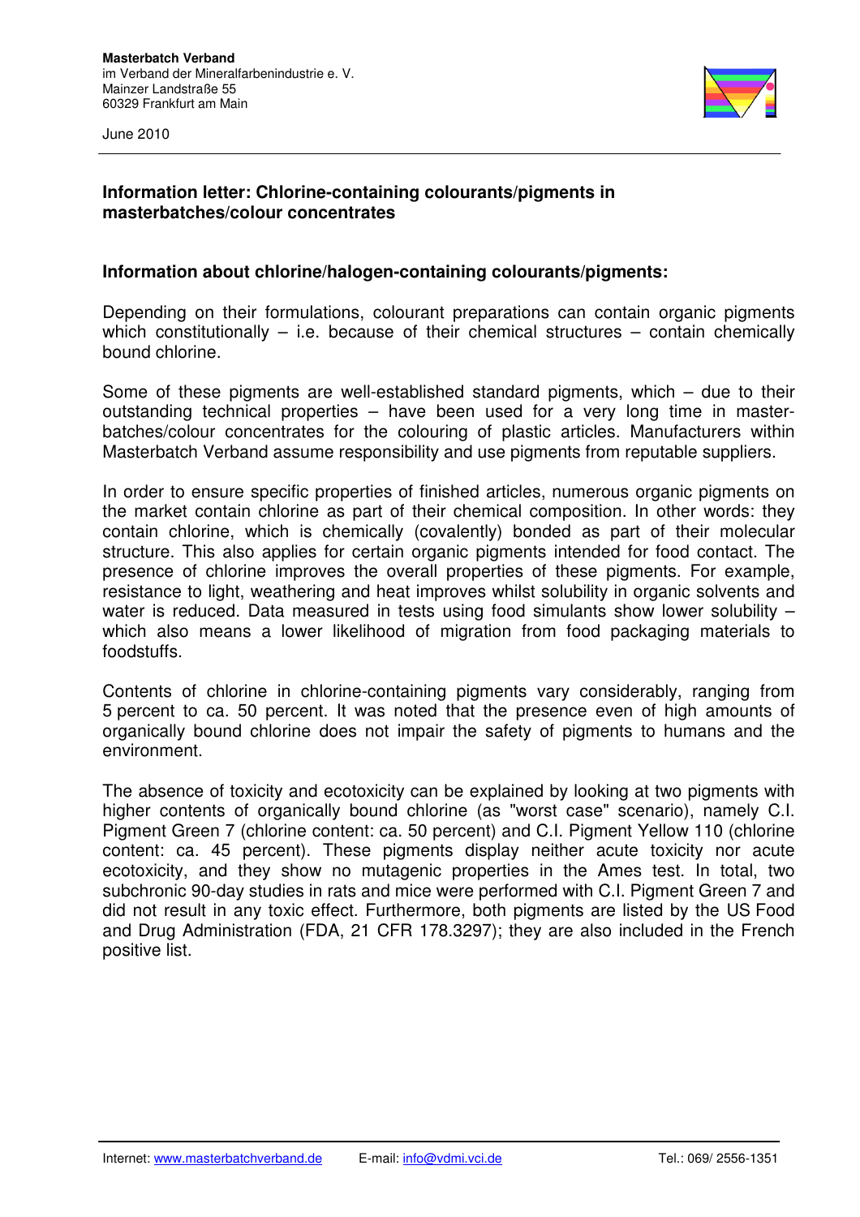**Masterbatch Verband**
im Verband der Mineralfarbenindustrie e. V.
Mainzer Landstraße 55
60329 Frankfurt am Main

June 2010

## Information letter: Chlorine-containing colourants/pigments in masterbatches/colour concentrates

### Information about chlorine/halogen-containing colourants/pigments:

Depending on their formulations, colourant preparations can contain organic pigments which constitutionally – i.e. because of their chemical structures – contain chemically bound chlorine.

Some of these pigments are well-established standard pigments, which – due to their outstanding technical properties – have been used for a very long time in master-batches/colour concentrates for the colouring of plastic articles. Manufacturers within Masterbatch Verband assume responsibility and use pigments from reputable suppliers.

In order to ensure specific properties of finished articles, numerous organic pigments on the market contain chlorine as part of their chemical composition. In other words: they contain chlorine, which is chemically (covalently) bonded as part of their molecular structure. This also applies for certain organic pigments intended for food contact. The presence of chlorine improves the overall properties of these pigments. For example, resistance to light, weathering and heat improves whilst solubility in organic solvents and water is reduced. Data measured in tests using food simulants show lower solubility – which also means a lower likelihood of migration from food packaging materials to foodstuffs.

Contents of chlorine in chlorine-containing pigments vary considerably, ranging from 5 percent to ca. 50 percent. It was noted that the presence even of high amounts of organically bound chlorine does not impair the safety of pigments to humans and the environment.

The absence of toxicity and ecotoxicity can be explained by looking at two pigments with higher contents of organically bound chlorine (as "worst case" scenario), namely C.I. Pigment Green 7 (chlorine content: ca. 50 percent) and C.I. Pigment Yellow 110 (chlorine content: ca. 45 percent). These pigments display neither acute toxicity nor acute ecotoxicity, and they show no mutagenic properties in the Ames test. In total, two subchronic 90-day studies in rats and mice were performed with C.I. Pigment Green 7 and did not result in any toxic effect. Furthermore, both pigments are listed by the US Food and Drug Administration (FDA, 21 CFR 178.3297); they are also included in the French positive list.

Internet: www.masterbatchverband.de E-mail: info@vdmi.vci.de Tel.: 069/ 2556-1351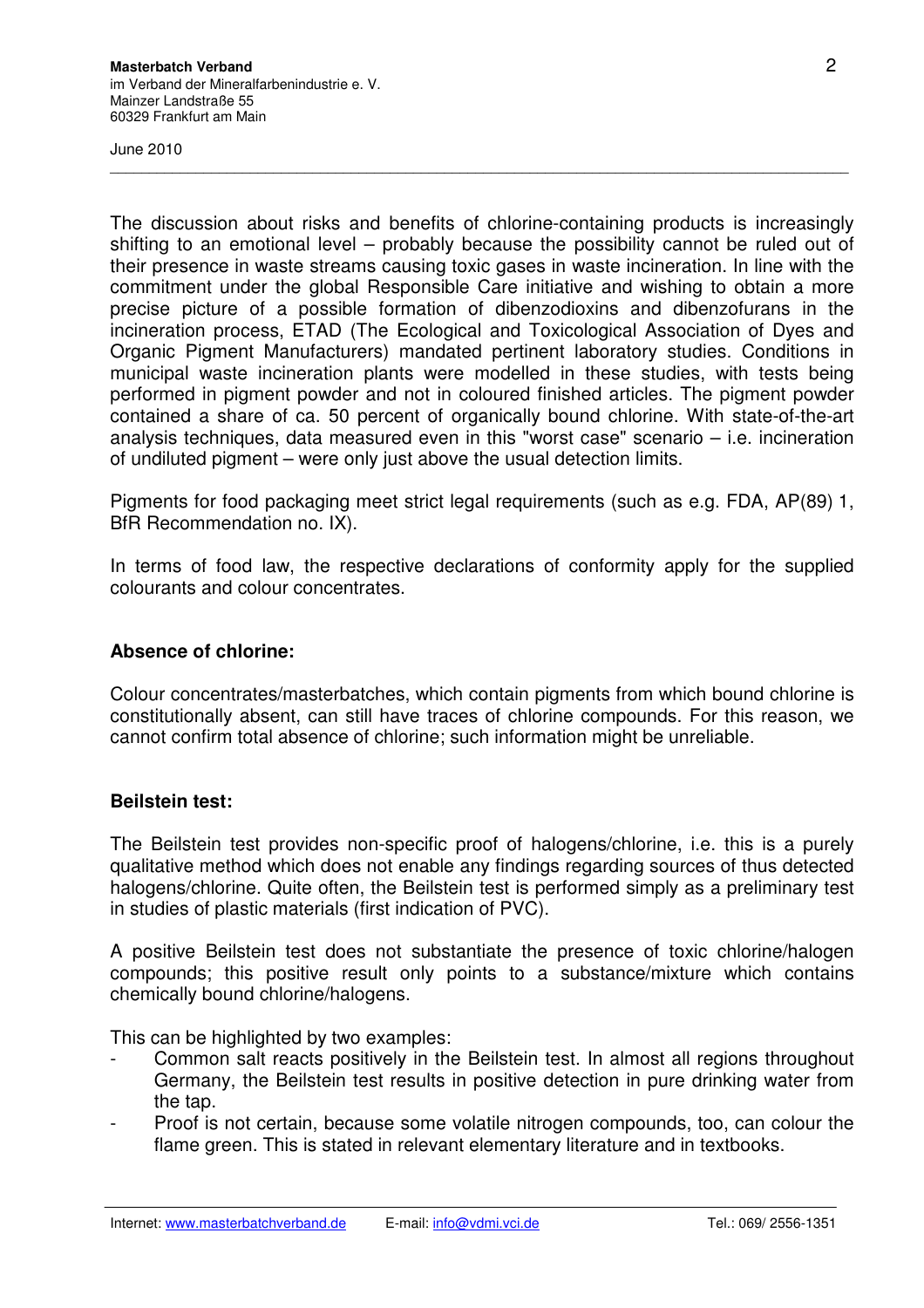The discussion about risks and benefits of chlorine-containing products is increasingly shifting to an emotional level – probably because the possibility cannot be ruled out of their presence in waste streams causing toxic gases in waste incineration. In line with the commitment under the global Responsible Care initiative and wishing to obtain a more precise picture of a possible formation of dibenzodioxins and dibenzofurans in the incineration process, ETAD (The Ecological and Toxicological Association of Dyes and Organic Pigment Manufacturers) mandated pertinent laboratory studies. Conditions in municipal waste incineration plants were modelled in these studies, with tests being performed in pigment powder and not in coloured finished articles. The pigment powder contained a share of ca. 50 percent of organically bound chlorine. With state-of-the-art analysis techniques, data measured even in this "worst case" scenario – i.e. incineration of undiluted pigment – were only just above the usual detection limits.

Pigments for food packaging meet strict legal requirements (such as e.g. FDA, AP(89) 1, BfR Recommendation no. IX).

In terms of food law, the respective declarations of conformity apply for the supplied colourants and colour concentrates.

**Absence of chlorine:**

Colour concentrates/masterbatches, which contain pigments from which bound chlorine is constitutionally absent, can still have traces of chlorine compounds. For this reason, we cannot confirm total absence of chlorine; such information might be unreliable.

**Beilstein test:**

The Beilstein test provides non-specific proof of halogens/chlorine, i.e. this is a purely qualitative method which does not enable any findings regarding sources of thus detected halogens/chlorine. Quite often, the Beilstein test is performed simply as a preliminary test in studies of plastic materials (first indication of PVC).

A positive Beilstein test does not substantiate the presence of toxic chlorine/halogen compounds; this positive result only points to a substance/mixture which contains chemically bound chlorine/halogens.

This can be highlighted by two examples:

- Common salt reacts positively in the Beilstein test. In almost all regions throughout Germany, the Beilstein test results in positive detection in pure drinking water from the tap.
- Proof is not certain, because some volatile nitrogen compounds, too, can colour the flame green. This is stated in relevant elementary literature and in textbooks.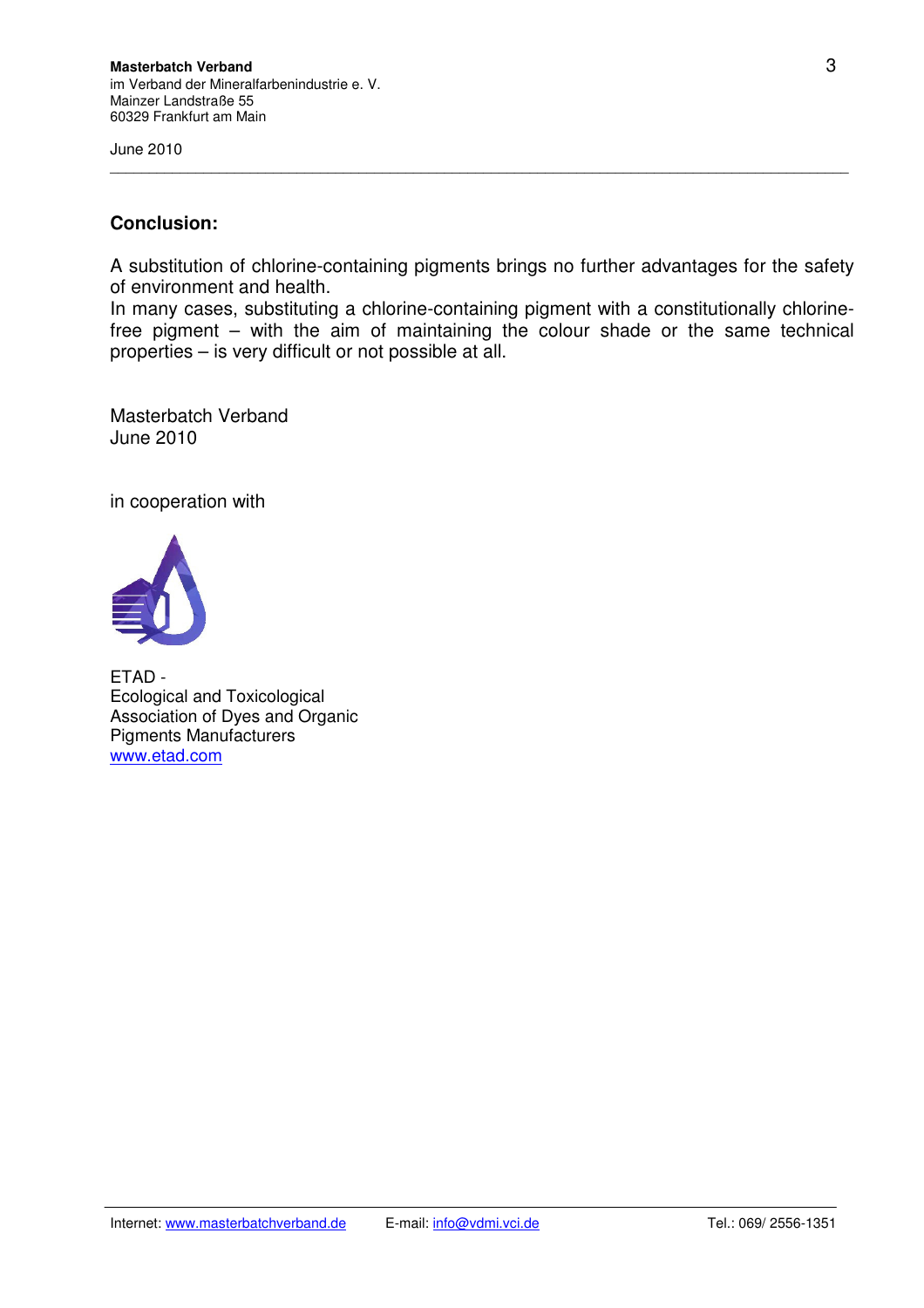**Conclusion:**

A substitution of chlorine-containing pigments brings no further advantages for the safety of environment and health.
In many cases, substituting a chlorine-containing pigment with a constitutionally chlorine-free pigment – with the aim of maintaining the colour shade or the same technical properties – is very difficult or not possible at all.

Masterbatch Verband
June 2010

in cooperation with

ETAD -
Ecological and Toxicological
Association of Dyes and Organic
Pigments Manufacturers
www.etad.com